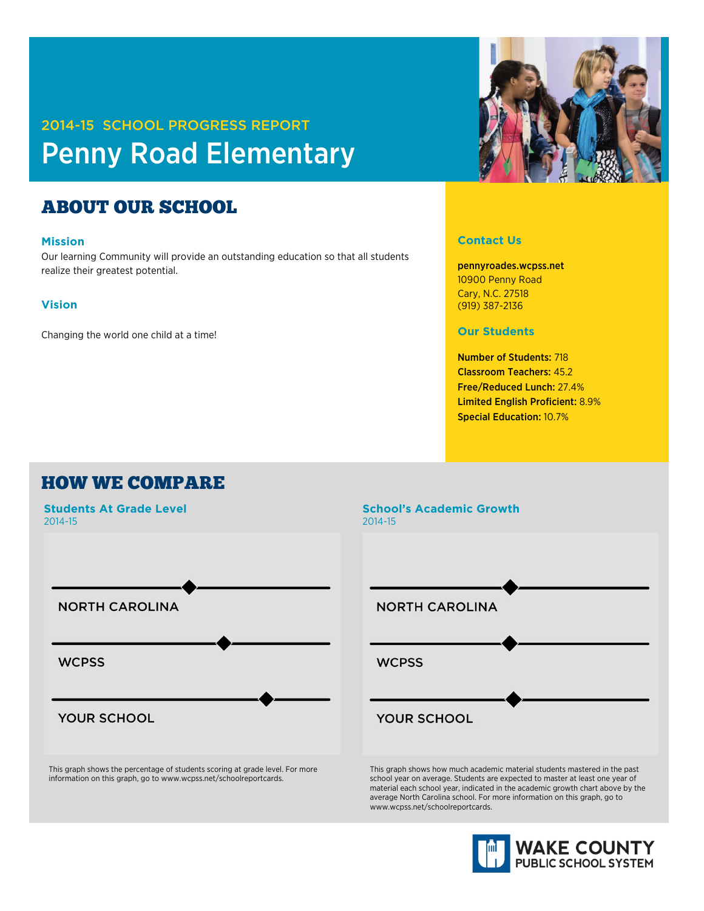2014-15 SCHOOL PROGRESS REPORT

# Penny Road Elementary

## ABOUT OUR SCHOOL

### Mission

Our learning Community will provide an outstanding education so that all students realize their greatest potential.

### Vision

Changing the world one child at a time!

### Contact Us

**pennyroades.wcpss.net**
10900 Penny Road
Cary, N.C. 27518
(919) 387-2136

### Our Students

**Number of Students:** 718
**Classroom Teachers:** 45.2
**Free/Reduced Lunch:** 27.4%
**Limited English Proficient:** 8.9%
**Special Education:** 10.7%

## HOW WE COMPARE

### Students At Grade Level

2014-15

NORTH CAROLINA

WCPSS

YOUR SCHOOL

This graph shows the percentage of students scoring at grade level. For more information on this graph, go to www.wcpss.net/schoolreportcards.

### School's Academic Growth

2014-15

NORTH CAROLINA

WCPSS

YOUR SCHOOL

This graph shows how much academic material students mastered in the past school year on average. Students are expected to master at least one year of material each school year, indicated in the academic growth chart above by the average North Carolina school. For more information on this graph, go to www.wcpss.net/schoolreportcards.

WAKE COUNTY PUBLIC SCHOOL SYSTEM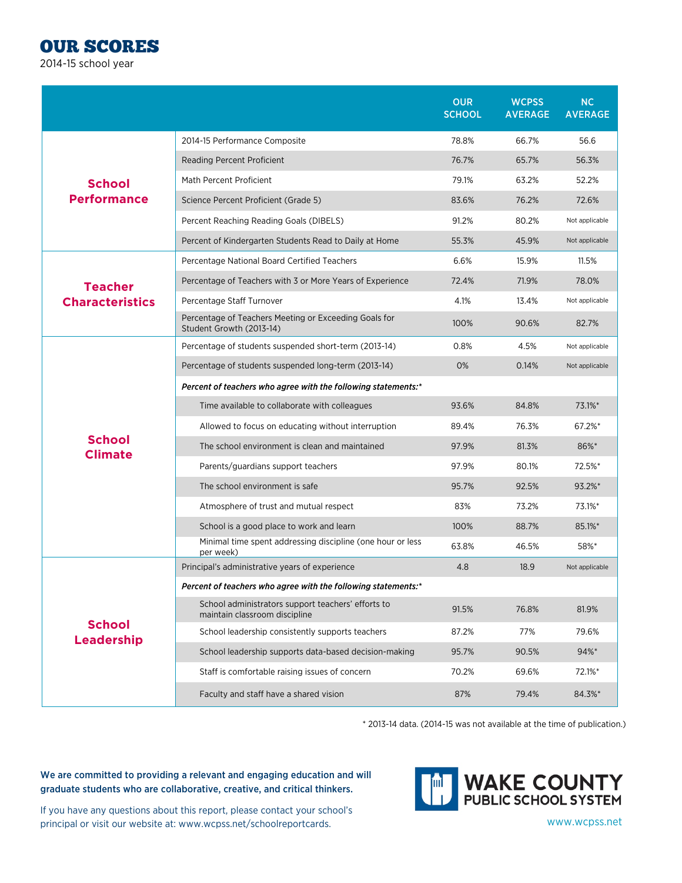# OUR SCORES

2014-15 school year

| | | OUR SCHOOL | WCPSS AVERAGE | NC AVERAGE |
|---|---|---|---|---|
| **School Performance** | 2014-15 Performance Composite | 78.8% | 66.7% | 56.6 |
| | Reading Percent Proficient | 76.7% | 65.7% | 56.3% |
| | Math Percent Proficient | 79.1% | 63.2% | 52.2% |
| | Science Percent Proficient (Grade 5) | 83.6% | 76.2% | 72.6% |
| | Percent Reaching Reading Goals (DIBELS) | 91.2% | 80.2% | Not applicable |
| | Percent of Kindergarten Students Read to Daily at Home | 55.3% | 45.9% | Not applicable |
| **Teacher Characteristics** | Percentage National Board Certified Teachers | 6.6% | 15.9% | 11.5% |
| | Percentage of Teachers with 3 or More Years of Experience | 72.4% | 71.9% | 78.0% |
| | Percentage Staff Turnover | 4.1% | 13.4% | Not applicable |
| | Percentage of Teachers Meeting or Exceeding Goals for Student Growth (2013-14) | 100% | 90.6% | 82.7% |
| **School Climate** | Percentage of students suspended short-term (2013-14) | 0.8% | 4.5% | Not applicable |
| | Percentage of students suspended long-term (2013-14) | 0% | 0.14% | Not applicable |
| | ***Percent of teachers who agree with the following statements:**** | | | |
| | Time available to collaborate with colleagues | 93.6% | 84.8% | 73.1%* |
| | Allowed to focus on educating without interruption | 89.4% | 76.3% | 67.2%* |
| | The school environment is clean and maintained | 97.9% | 81.3% | 86%* |
| | Parents/guardians support teachers | 97.9% | 80.1% | 72.5%* |
| | The school environment is safe | 95.7% | 92.5% | 93.2%* |
| | Atmosphere of trust and mutual respect | 83% | 73.2% | 73.1%* |
| | School is a good place to work and learn | 100% | 88.7% | 85.1%* |
| | Minimal time spent addressing discipline (one hour or less per week) | 63.8% | 46.5% | 58%* |
| **School Leadership** | Principal's administrative years of experience | 4.8 | 18.9 | Not applicable |
| | ***Percent of teachers who agree with the following statements:**** | | | |
| | School administrators support teachers' efforts to maintain classroom discipline | 91.5% | 76.8% | 81.9% |
| | School leadership consistently supports teachers | 87.2% | 77% | 79.6% |
| | School leadership supports data-based decision-making | 95.7% | 90.5% | 94%* |
| | Staff is comfortable raising issues of concern | 70.2% | 69.6% | 72.1%* |
| | Faculty and staff have a shared vision | 87% | 79.4% | 84.3%* |

\* 2013-14 data. (2014-15 was not available at the time of publication.)

**We are committed to providing a relevant and engaging education and will graduate students who are collaborative, creative, and critical thinkers.**

If you have any questions about this report, please contact your school's principal or visit our website at: www.wcpss.net/schoolreportcards.

WAKE COUNTY PUBLIC SCHOOL SYSTEM

www.wcpss.net